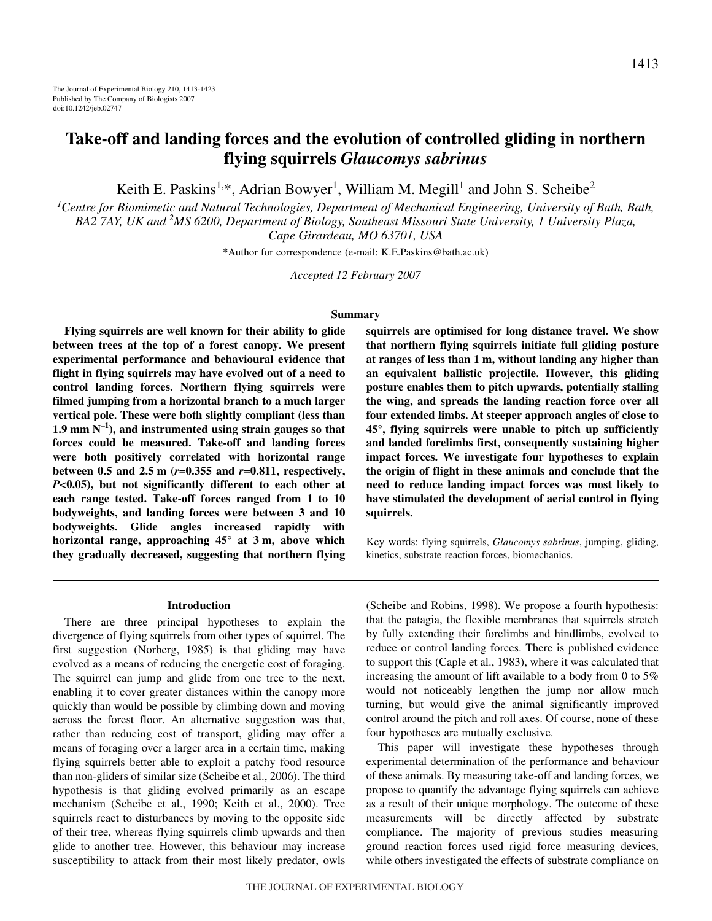# Take-off and landing forces and the evolution of controlled gliding in northern flying squirrels *Glaucomys sabrinus*

Keith E. Paskins[1,*], Adrian Bowyer[1], William M. Megill[1] and John S. Scheibe[2]

[1]Centre for Biomimetic and Natural Technologies, Department of Mechanical Engineering, University of Bath, Bath, BA2 7AY, UK and [2]MS 6200, Department of Biology, Southeast Missouri State University, 1 University Plaza, Cape Girardeau, MO 63701, USA

*Author for correspondence (e-mail: K.E.Paskins@bath.ac.uk)

*Accepted 12 February 2007*

## Summary

**Flying squirrels are well known for their ability to glide between trees at the top of a forest canopy. We present experimental performance and behavioural evidence that flight in flying squirrels may have evolved out of a need to control landing forces. Northern flying squirrels were filmed jumping from a horizontal branch to a much larger vertical pole. These were both slightly compliant (less than 1.9 mm $N^{-1}$), and instrumented using strain gauges so that forces could be measured. Take-off and landing forces were both positively correlated with horizontal range between 0.5 and 2.5 m ($r$=0.355 and $r$=0.811, respectively, $P$<0.05), but not significantly different to each other at each range tested. Take-off forces ranged from 1 to 10 bodyweights, and landing forces were between 3 and 10 bodyweights. Glide angles increased rapidly with horizontal range, approaching 45° at 3 m, above which they gradually decreased, suggesting that northern flying squirrels are optimised for long distance travel. We show that northern flying squirrels initiate full gliding posture at ranges of less than 1 m, without landing any higher than an equivalent ballistic projectile. However, this gliding posture enables them to pitch upwards, potentially stalling the wing, and spreads the landing reaction force over all four extended limbs. At steeper approach angles of close to 45°, flying squirrels were unable to pitch up sufficiently and landed forelimbs first, consequently sustaining higher impact forces. We investigate four hypotheses to explain the origin of flight in these animals and conclude that the need to reduce landing impact forces was most likely to have stimulated the development of aerial control in flying squirrels.**

Key words: flying squirrels, *Glaucomys sabrinus*, jumping, gliding, kinetics, substrate reaction forces, biomechanics.

## Introduction

There are three principal hypotheses to explain the divergence of flying squirrels from other types of squirrel. The first suggestion (Norberg, 1985) is that gliding may have evolved as a means of reducing the energetic cost of foraging. The squirrel can jump and glide from one tree to the next, enabling it to cover greater distances within the canopy more quickly than would be possible by climbing down and moving across the forest floor. An alternative suggestion was that, rather than reducing cost of transport, gliding may offer a means of foraging over a larger area in a certain time, making flying squirrels better able to exploit a patchy food resource than non-gliders of similar size (Scheibe et al., 2006). The third hypothesis is that gliding evolved primarily as an escape mechanism (Scheibe et al., 1990; Keith et al., 2000). Tree squirrels react to disturbances by moving to the opposite side of their tree, whereas flying squirrels climb upwards and then glide to another tree. However, this behaviour may increase susceptibility to attack from their most likely predator, owls (Scheibe and Robins, 1998). We propose a fourth hypothesis: that the patagia, the flexible membranes that squirrels stretch by fully extending their forelimbs and hindlimbs, evolved to reduce or control landing forces. There is published evidence to support this (Caple et al., 1983), where it was calculated that increasing the amount of lift available to a body from 0 to 5% would not noticeably lengthen the jump nor allow much turning, but would give the animal significantly improved control around the pitch and roll axes. Of course, none of these four hypotheses are mutually exclusive.

This paper will investigate these hypotheses through experimental determination of the performance and behaviour of these animals. By measuring take-off and landing forces, we propose to quantify the advantage flying squirrels can achieve as a result of their unique morphology. The outcome of these measurements will be directly affected by substrate compliance. The majority of previous studies measuring ground reaction forces used rigid force measuring devices, while others investigated the effects of substrate compliance on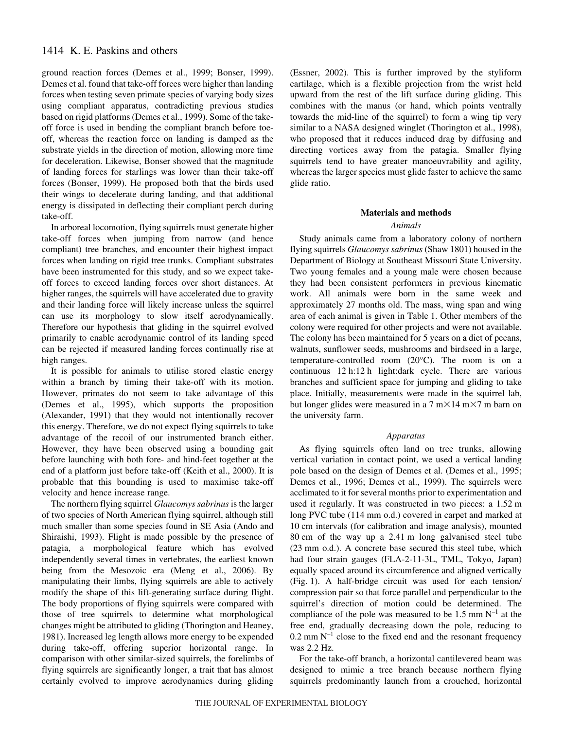ground reaction forces (Demes et al., 1999; Bonser, 1999). Demes et al. found that take-off forces were higher than landing forces when testing seven primate species of varying body sizes using compliant apparatus, contradicting previous studies based on rigid platforms (Demes et al., 1999). Some of the take-off force is used in bending the compliant branch before toe-off, whereas the reaction force on landing is damped as the substrate yields in the direction of motion, allowing more time for deceleration. Likewise, Bonser showed that the magnitude of landing forces for starlings was lower than their take-off forces (Bonser, 1999). He proposed both that the birds used their wings to decelerate during landing, and that additional energy is dissipated in deflecting their compliant perch during take-off.

In arboreal locomotion, flying squirrels must generate higher take-off forces when jumping from narrow (and hence compliant) tree branches, and encounter their highest impact forces when landing on rigid tree trunks. Compliant substrates have been instrumented for this study, and so we expect take-off forces to exceed landing forces over short distances. At higher ranges, the squirrels will have accelerated due to gravity and their landing force will likely increase unless the squirrel can use its morphology to slow itself aerodynamically. Therefore our hypothesis that gliding in the squirrel evolved primarily to enable aerodynamic control of its landing speed can be rejected if measured landing forces continually rise at high ranges.

It is possible for animals to utilise stored elastic energy within a branch by timing their take-off with its motion. However, primates do not seem to take advantage of this (Demes et al., 1995), which supports the proposition (Alexander, 1991) that they would not intentionally recover this energy. Therefore, we do not expect flying squirrels to take advantage of the recoil of our instrumented branch either. However, they have been observed using a bounding gait before launching with both fore- and hind-feet together at the end of a platform just before take-off (Keith et al., 2000). It is probable that this bounding is used to maximise take-off velocity and hence increase range.

The northern flying squirrel *Glaucomys sabrinus* is the larger of two species of North American flying squirrel, although still much smaller than some species found in SE Asia (Ando and Shiraishi, 1993). Flight is made possible by the presence of patagia, a morphological feature which has evolved independently several times in vertebrates, the earliest known being from the Mesozoic era (Meng et al., 2006). By manipulating their limbs, flying squirrels are able to actively modify the shape of this lift-generating surface during flight. The body proportions of flying squirrels were compared with those of tree squirrels to determine what morphological changes might be attributed to gliding (Thorington and Heaney, 1981). Increased leg length allows more energy to be expended during take-off, offering superior horizontal range. In comparison with other similar-sized squirrels, the forelimbs of flying squirrels are significantly longer, a trait that has almost certainly evolved to improve aerodynamics during gliding (Essner, 2002). This is further improved by the styliform cartilage, which is a flexible projection from the wrist held upward from the rest of the lift surface during gliding. This combines with the manus (or hand, which points ventrally towards the mid-line of the squirrel) to form a wing tip very similar to a NASA designed winglet (Thorington et al., 1998), who proposed that it reduces induced drag by diffusing and directing vortices away from the patagia. Smaller flying squirrels tend to have greater manoeuvrability and agility, whereas the larger species must glide faster to achieve the same glide ratio.

## Materials and methods

### Animals

Study animals came from a laboratory colony of northern flying squirrels *Glaucomys sabrinus* (Shaw 1801) housed in the Department of Biology at Southeast Missouri State University. Two young females and a young male were chosen because they had been consistent performers in previous kinematic work. All animals were born in the same week and approximately 27 months old. The mass, wing span and wing area of each animal is given in Table 1. Other members of the colony were required for other projects and were not available. The colony has been maintained for 5 years on a diet of pecans, walnuts, sunflower seeds, mushrooms and birdseed in a large, temperature-controlled room (20°C). The room is on a continuous 12 h:12 h light:dark cycle. There are various branches and sufficient space for jumping and gliding to take place. Initially, measurements were made in the squirrel lab, but longer glides were measured in a 7 m×14 m×7 m barn on the university farm.

### Apparatus

As flying squirrels often land on tree trunks, allowing vertical variation in contact point, we used a vertical landing pole based on the design of Demes et al. (Demes et al., 1995; Demes et al., 1996; Demes et al., 1999). The squirrels were acclimated to it for several months prior to experimentation and used it regularly. It was constructed in two pieces: a 1.52 m long PVC tube (114 mm o.d.) covered in carpet and marked at 10 cm intervals (for calibration and image analysis), mounted 80 cm of the way up a 2.41 m long galvanised steel tube (23 mm o.d.). A concrete base secured this steel tube, which had four strain gauges (FLA-2-11-3L, TML, Tokyo, Japan) equally spaced around its circumference and aligned vertically (Fig. 1). A half-bridge circuit was used for each tension/compression pair so that force parallel and perpendicular to the squirrel's direction of motion could be determined. The compliance of the pole was measured to be 1.5 mm $N^{-1}$ at the free end, gradually decreasing down the pole, reducing to 0.2 mm $N^{-1}$ close to the fixed end and the resonant frequency was 2.2 Hz.

For the take-off branch, a horizontal cantilevered beam was designed to mimic a tree branch because northern flying squirrels predominantly launch from a crouched, horizontal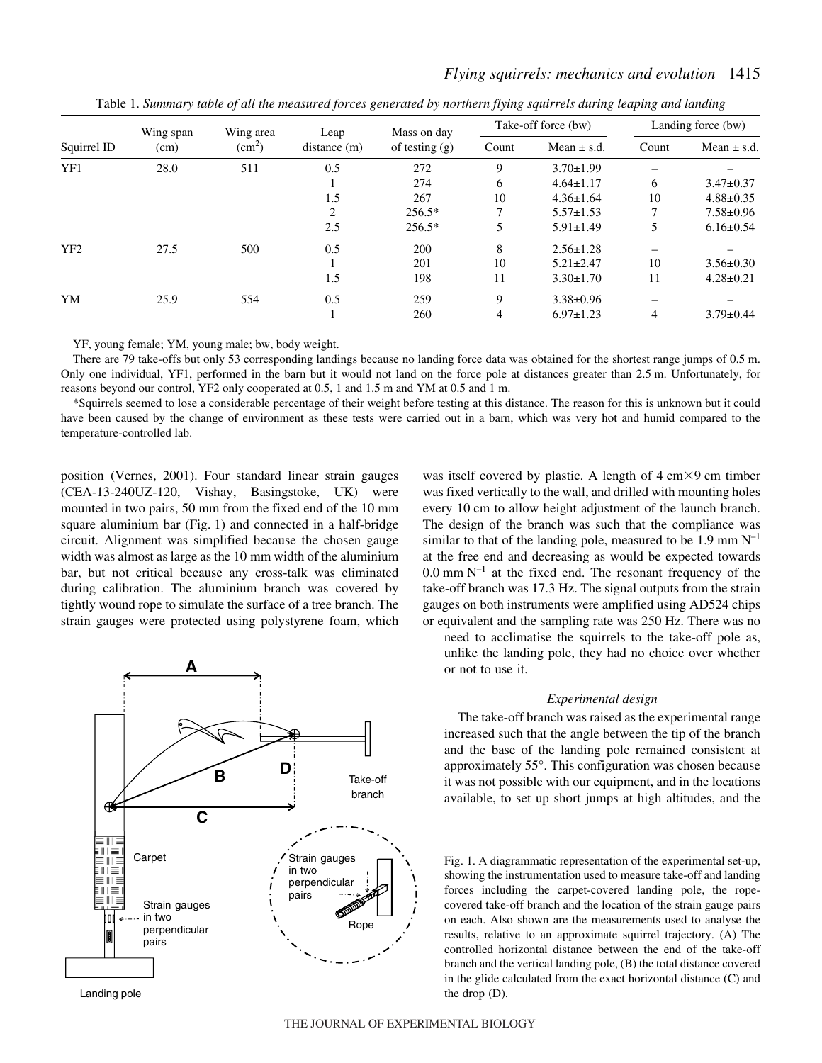Table 1. *Summary table of all the measured forces generated by northern flying squirrels during leaping and landing*

| Squirrel ID | Wing span (cm) | Wing area ($cm^2$) | Leap distance (m) | Mass on day of testing (g) | Take-off force (bw) | | Landing force (bw) | |
|---|---|---|---|---|---|---|---|---|
| | | | | | Count | Mean ± s.d. | Count | Mean ± s.d. |
| YF1 | 28.0 | 511 | 0.5 | 272 | 9 | 3.70±1.99 | – | – |
| | | | 1 | 274 | 6 | 4.64±1.17 | 6 | 3.47±0.37 |
| | | | 1.5 | 267 | 10 | 4.36±1.64 | 10 | 4.88±0.35 |
| | | | 2 | 256.5* | 7 | 5.57±1.53 | 7 | 7.58±0.96 |
| | | | 2.5 | 256.5* | 5 | 5.91±1.49 | 5 | 6.16±0.54 |
| YF2 | 27.5 | 500 | 0.5 | 200 | 8 | 2.56±1.28 | – | – |
| | | | 1 | 201 | 10 | 5.21±2.47 | 10 | 3.56±0.30 |
| | | | 1.5 | 198 | 11 | 3.30±1.70 | 11 | 4.28±0.21 |
| YM | 25.9 | 554 | 0.5 | 259 | 9 | 3.38±0.96 | – | – |
| | | | 1 | 260 | 4 | 6.97±1.23 | 4 | 3.79±0.44 |

YF, young female; YM, young male; bw, body weight.

There are 79 take-offs but only 53 corresponding landings because no landing force data was obtained for the shortest range jumps of 0.5 m. Only one individual, YF1, performed in the barn but it would not land on the force pole at distances greater than 2.5 m. Unfortunately, for reasons beyond our control, YF2 only cooperated at 0.5, 1 and 1.5 m and YM at 0.5 and 1 m.

*Squirrels seemed to lose a considerable percentage of their weight before testing at this distance. The reason for this is unknown but it could have been caused by the change of environment as these tests were carried out in a barn, which was very hot and humid compared to the temperature-controlled lab.

position (Vernes, 2001). Four standard linear strain gauges (CEA-13-240UZ-120, Vishay, Basingstoke, UK) were mounted in two pairs, 50 mm from the fixed end of the 10 mm square aluminium bar (Fig. 1) and connected in a half-bridge circuit. Alignment was simplified because the chosen gauge width was almost as large as the 10 mm width of the aluminium bar, but not critical because any cross-talk was eliminated during calibration. The aluminium branch was covered by tightly wound rope to simulate the surface of a tree branch. The strain gauges were protected using polystyrene foam, which was itself covered by plastic. A length of 4 cm×9 cm timber was fixed vertically to the wall, and drilled with mounting holes every 10 cm to allow height adjustment of the launch branch. The design of the branch was such that the compliance was similar to that of the landing pole, measured to be 1.9 mm $N^{-1}$ at the free end and decreasing as would be expected towards 0.0 mm $N^{-1}$ at the fixed end. The resonant frequency of the take-off branch was 17.3 Hz. The signal outputs from the strain gauges on both instruments were amplified using AD524 chips or equivalent and the sampling rate was 250 Hz. There was no need to acclimatise the squirrels to the take-off pole as, unlike the landing pole, they had no choice over whether or not to use it.

Fig. 1. A diagrammatic representation of the experimental set-up, showing the instrumentation used to measure take-off and landing forces including the carpet-covered landing pole, the rope-covered take-off branch and the location of the strain gauge pairs on each. Also shown are the measurements used to analyse the results, relative to an approximate squirrel trajectory. (A) The controlled horizontal distance between the end of the take-off branch and the vertical landing pole, (B) the total distance covered in the glide calculated from the exact horizontal distance (C) and the drop (D).

### *Experimental design*

The take-off branch was raised as the experimental range increased such that the angle between the tip of the branch and the base of the landing pole remained consistent at approximately 55°. This configuration was chosen because it was not possible with our equipment, and in the locations available, to set up short jumps at high altitudes, and the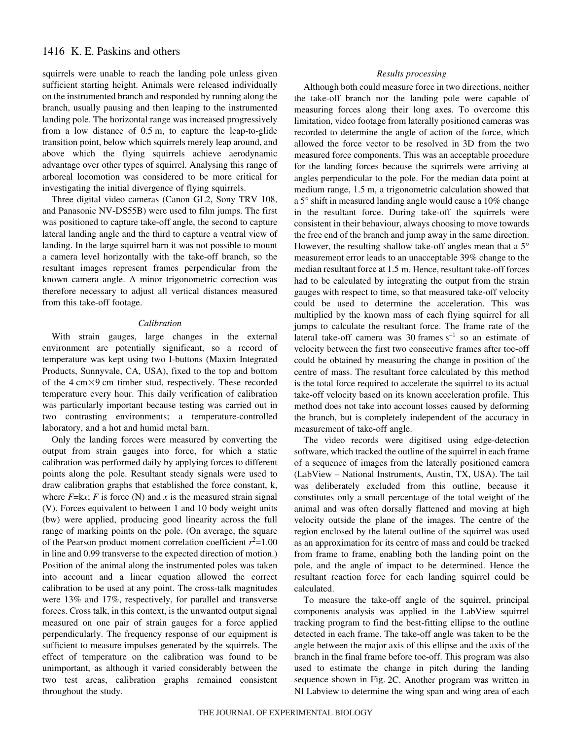squirrels were unable to reach the landing pole unless given sufficient starting height. Animals were released individually on the instrumented branch and responded by running along the branch, usually pausing and then leaping to the instrumented landing pole. The horizontal range was increased progressively from a low distance of 0.5 m, to capture the leap-to-glide transition point, below which squirrels merely leap around, and above which the flying squirrels achieve aerodynamic advantage over other types of squirrel. Analysing this range of arboreal locomotion was considered to be more critical for investigating the initial divergence of flying squirrels.

Three digital video cameras (Canon GL2, Sony TRV 108, and Panasonic NV-DS55B) were used to film jumps. The first was positioned to capture take-off angle, the second to capture lateral landing angle and the third to capture a ventral view of landing. In the large squirrel barn it was not possible to mount a camera level horizontally with the take-off branch, so the resultant images represent frames perpendicular from the known camera angle. A minor trigonometric correction was therefore necessary to adjust all vertical distances measured from this take-off footage.

### *Calibration*

With strain gauges, large changes in the external environment are potentially significant, so a record of temperature was kept using two I-buttons (Maxim Integrated Products, Sunnyvale, CA, USA), fixed to the top and bottom of the 4 cm×9 cm timber stud, respectively. These recorded temperature every hour. This daily verification of calibration was particularly important because testing was carried out in two contrasting environments; a temperature-controlled laboratory, and a hot and humid metal barn.

Only the landing forces were measured by converting the output from strain gauges into force, for which a static calibration was performed daily by applying forces to different points along the pole. Resultant steady signals were used to draw calibration graphs that established the force constant, k, where $F$=k$x$; $F$ is force (N) and $x$ is the measured strain signal (V). Forces equivalent to between 1 and 10 body weight units (bw) were applied, producing good linearity across the full range of marking points on the pole. (On average, the square of the Pearson product moment correlation coefficient $r^2$=1.00 in line and 0.99 transverse to the expected direction of motion.) Position of the animal along the instrumented poles was taken into account and a linear equation allowed the correct calibration to be used at any point. The cross-talk magnitudes were 13% and 17%, respectively, for parallel and transverse forces. Cross talk, in this context, is the unwanted output signal measured on one pair of strain gauges for a force applied perpendicularly. The frequency response of our equipment is sufficient to measure impulses generated by the squirrels. The effect of temperature on the calibration was found to be unimportant, as although it varied considerably between the two test areas, calibration graphs remained consistent throughout the study.

### *Results processing*

Although both could measure force in two directions, neither the take-off branch nor the landing pole were capable of measuring forces along their long axes. To overcome this limitation, video footage from laterally positioned cameras was recorded to determine the angle of action of the force, which allowed the force vector to be resolved in 3D from the two measured force components. This was an acceptable procedure for the landing forces because the squirrels were arriving at angles perpendicular to the pole. For the median data point at medium range, 1.5 m, a trigonometric calculation showed that a 5° shift in measured landing angle would cause a 10% change in the resultant force. During take-off the squirrels were consistent in their behaviour, always choosing to move towards the free end of the branch and jump away in the same direction. However, the resulting shallow take-off angles mean that a 5° measurement error leads to an unacceptable 39% change to the median resultant force at 1.5 m. Hence, resultant take-off forces had to be calculated by integrating the output from the strain gauges with respect to time, so that measured take-off velocity could be used to determine the acceleration. This was multiplied by the known mass of each flying squirrel for all jumps to calculate the resultant force. The frame rate of the lateral take-off camera was 30 frames $s^{-1}$ so an estimate of velocity between the first two consecutive frames after toe-off could be obtained by measuring the change in position of the centre of mass. The resultant force calculated by this method is the total force required to accelerate the squirrel to its actual take-off velocity based on its known acceleration profile. This method does not take into account losses caused by deforming the branch, but is completely independent of the accuracy in measurement of take-off angle.

The video records were digitised using edge-detection software, which tracked the outline of the squirrel in each frame of a sequence of images from the laterally positioned camera (LabView – National Instruments, Austin, TX, USA). The tail was deliberately excluded from this outline, because it constitutes only a small percentage of the total weight of the animal and was often dorsally flattened and moving at high velocity outside the plane of the images. The centre of the region enclosed by the lateral outline of the squirrel was used as an approximation for its centre of mass and could be tracked from frame to frame, enabling both the landing point on the pole, and the angle of impact to be determined. Hence the resultant reaction force for each landing squirrel could be calculated.

To measure the take-off angle of the squirrel, principal components analysis was applied in the LabView squirrel tracking program to find the best-fitting ellipse to the outline detected in each frame. The take-off angle was taken to be the angle between the major axis of this ellipse and the axis of the branch in the final frame before toe-off. This program was also used to estimate the change in pitch during the landing sequence shown in Fig. 2C. Another program was written in NI Labview to determine the wing span and wing area of each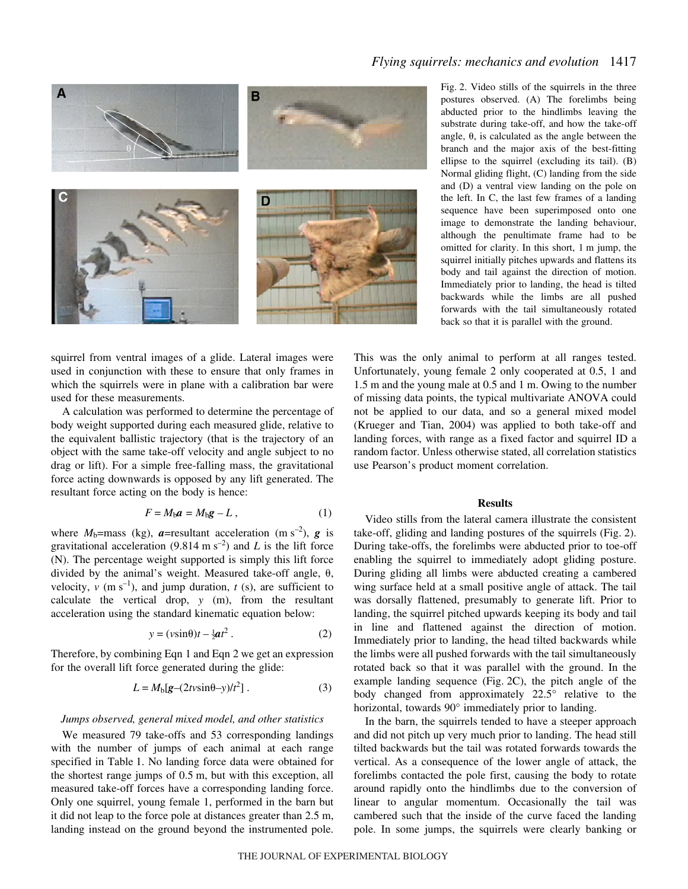Fig. 2. Video stills of the squirrels in the three postures observed. (A) The forelimbs being abducted prior to the hindlimbs leaving the substrate during take-off, and how the take-off angle, θ, is calculated as the angle between the branch and the major axis of the best-fitting ellipse to the squirrel (excluding its tail). (B) Normal gliding flight, (C) landing from the side and (D) a ventral view landing on the pole on the left. In C, the last few frames of a landing sequence have been superimposed onto one image to demonstrate the landing behaviour, although the penultimate frame had to be omitted for clarity. In this short, 1 m jump, the squirrel initially pitches upwards and flattens its body and tail against the direction of motion. Immediately prior to landing, the head is tilted backwards while the limbs are all pushed forwards with the tail simultaneously rotated back so that it is parallel with the ground.

squirrel from ventral images of a glide. Lateral images were used in conjunction with these to ensure that only frames in which the squirrels were in plane with a calibration bar were used for these measurements.

A calculation was performed to determine the percentage of body weight supported during each measured glide, relative to the equivalent ballistic trajectory (that is the trajectory of an object with the same take-off velocity and angle subject to no drag or lift). For a simple free-falling mass, the gravitational force acting downwards is opposed by any lift generated. The resultant force acting on the body is hence:

$$F = M_b\boldsymbol{a} = M_b\boldsymbol{g} - L\,, \qquad (1)$$

where $M_b$=mass (kg), $\boldsymbol{a}$=resultant acceleration (m s$^{-2}$), $\boldsymbol{g}$ is gravitational acceleration (9.814 m s$^{-2}$) and $L$ is the lift force (N). The percentage weight supported is simply this lift force divided by the animal's weight. Measured take-off angle, θ, velocity, $v$ (m s$^{-1}$), and jump duration, $t$ (s), are sufficient to calculate the vertical drop, $y$ (m), from the resultant acceleration using the standard kinematic equation below:

$$y = (v\sin\theta)t - \tfrac{1}{2}\boldsymbol{a}t^2\,. \qquad (2)$$

Therefore, by combining Eqn 1 and Eqn 2 we get an expression for the overall lift force generated during the glide:

$$L = M_b[\boldsymbol{g} - (2tv\sin\theta - y)/t^2]\,. \qquad (3)$$

*Jumps observed, general mixed model, and other statistics*

We measured 79 take-offs and 53 corresponding landings with the number of jumps of each animal at each range specified in Table 1. No landing force data were obtained for the shortest range jumps of 0.5 m, but with this exception, all measured take-off forces have a corresponding landing force. Only one squirrel, young female 1, performed in the barn but it did not leap to the force pole at distances greater than 2.5 m, landing instead on the ground beyond the instrumented pole. This was the only animal to perform at all ranges tested. Unfortunately, young female 2 only cooperated at 0.5, 1 and 1.5 m and the young male at 0.5 and 1 m. Owing to the number of missing data points, the typical multivariate ANOVA could not be applied to our data, and so a general mixed model (Krueger and Tian, 2004) was applied to both take-off and landing forces, with range as a fixed factor and squirrel ID a random factor. Unless otherwise stated, all correlation statistics use Pearson's product moment correlation.

## Results

Video stills from the lateral camera illustrate the consistent take-off, gliding and landing postures of the squirrels (Fig. 2). During take-offs, the forelimbs were abducted prior to toe-off enabling the squirrel to immediately adopt gliding posture. During gliding all limbs were abducted creating a cambered wing surface held at a small positive angle of attack. The tail was dorsally flattened, presumably to generate lift. Prior to landing, the squirrel pitched upwards keeping its body and tail in line and flattened against the direction of motion. Immediately prior to landing, the head tilted backwards while the limbs were all pushed forwards with the tail simultaneously rotated back so that it was parallel with the ground. In the example landing sequence (Fig. 2C), the pitch angle of the body changed from approximately 22.5° relative to the horizontal, towards 90° immediately prior to landing.

In the barn, the squirrels tended to have a steeper approach and did not pitch up very much prior to landing. The head still tilted backwards but the tail was rotated forwards towards the vertical. As a consequence of the lower angle of attack, the forelimbs contacted the pole first, causing the body to rotate around rapidly onto the hindlimbs due to the conversion of linear to angular momentum. Occasionally the tail was cambered such that the inside of the curve faced the landing pole. In some jumps, the squirrels were clearly banking or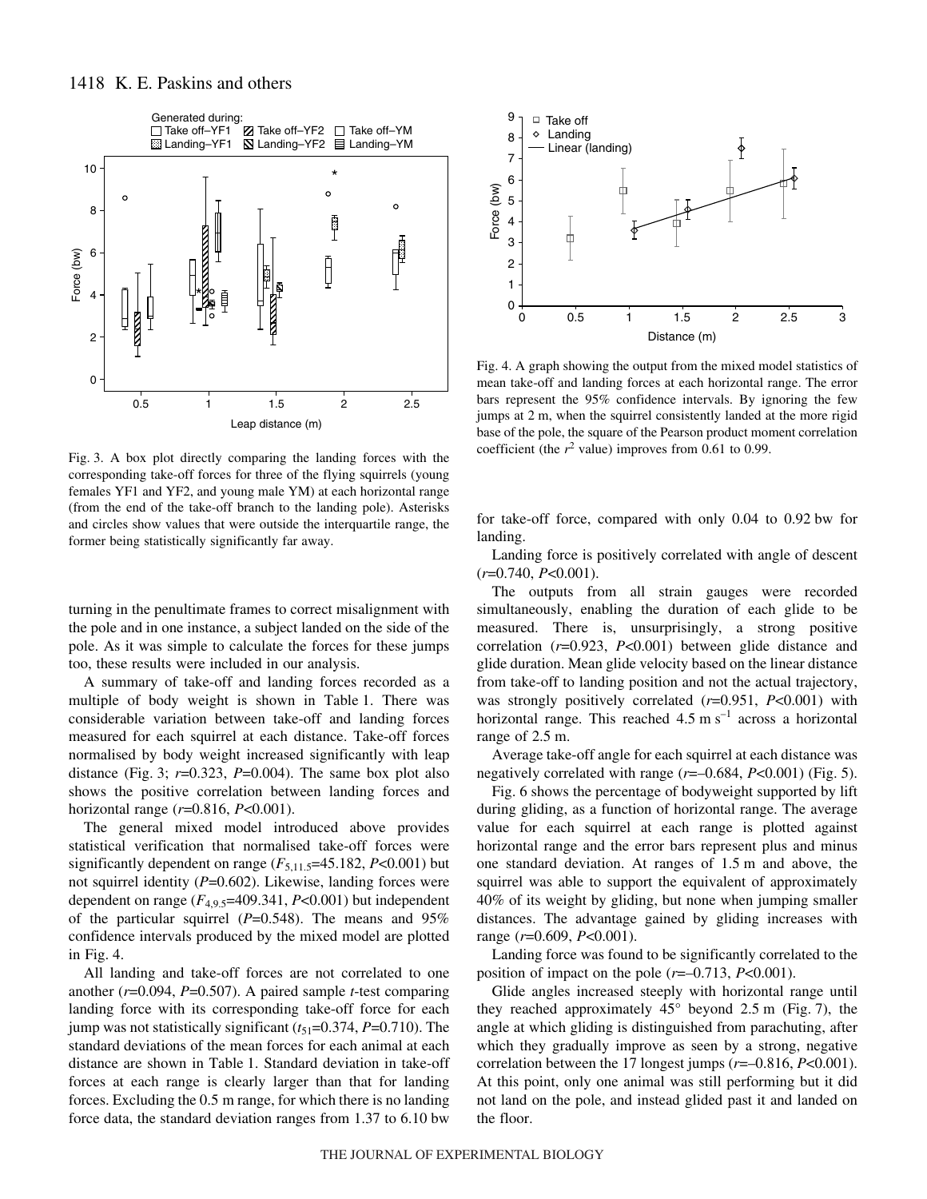Fig. 3. A box plot directly comparing the landing forces with the corresponding take-off forces for three of the flying squirrels (young females YF1 and YF2, and young male YM) at each horizontal range (from the end of the take-off branch to the landing pole). Asterisks and circles show values that were outside the interquartile range, the former being statistically significantly far away.

Fig. 4. A graph showing the output from the mixed model statistics of mean take-off and landing forces at each horizontal range. The error bars represent the 95% confidence intervals. By ignoring the few jumps at 2 m, when the squirrel consistently landed at the more rigid base of the pole, the square of the Pearson product moment correlation coefficient (the $r^2$ value) improves from 0.61 to 0.99.

turning in the penultimate frames to correct misalignment with the pole and in one instance, a subject landed on the side of the pole. As it was simple to calculate the forces for these jumps too, these results were included in our analysis.

A summary of take-off and landing forces recorded as a multiple of body weight is shown in Table 1. There was considerable variation between take-off and landing forces measured for each squirrel at each distance. Take-off forces normalised by body weight increased significantly with leap distance (Fig. 3; $r$=0.323, $P$=0.004). The same box plot also shows the positive correlation between landing forces and horizontal range ($r$=0.816, $P$<0.001).

The general mixed model introduced above provides statistical verification that normalised take-off forces were significantly dependent on range ($F_{5,11.5}$=45.182, $P$<0.001) but not squirrel identity ($P$=0.602). Likewise, landing forces were dependent on range ($F_{4,9.5}$=409.341, $P$<0.001) but independent of the particular squirrel ($P$=0.548). The means and 95% confidence intervals produced by the mixed model are plotted in Fig. 4.

All landing and take-off forces are not correlated to one another ($r$=0.094, $P$=0.507). A paired sample $t$-test comparing landing force with its corresponding take-off force for each jump was not statistically significant ($t_{51}$=0.374, $P$=0.710). The standard deviations of the mean forces for each animal at each distance are shown in Table 1. Standard deviation in take-off forces at each range is clearly larger than that for landing forces. Excluding the 0.5 m range, for which there is no landing force data, the standard deviation ranges from 1.37 to 6.10 bw for take-off force, compared with only 0.04 to 0.92 bw for landing.

Landing force is positively correlated with angle of descent ($r$=0.740, $P$<0.001).

The outputs from all strain gauges were recorded simultaneously, enabling the duration of each glide to be measured. There is, unsurprisingly, a strong positive correlation ($r$=0.923, $P$<0.001) between glide distance and glide duration. Mean glide velocity based on the linear distance from take-off to landing position and not the actual trajectory, was strongly positively correlated ($r$=0.951, $P$<0.001) with horizontal range. This reached 4.5 m s$^{-1}$ across a horizontal range of 2.5 m.

Average take-off angle for each squirrel at each distance was negatively correlated with range ($r$=–0.684, $P$<0.001) (Fig. 5).

Fig. 6 shows the percentage of bodyweight supported by lift during gliding, as a function of horizontal range. The average value for each squirrel at each range is plotted against horizontal range and the error bars represent plus and minus one standard deviation. At ranges of 1.5 m and above, the squirrel was able to support the equivalent of approximately 40% of its weight by gliding, but none when jumping smaller distances. The advantage gained by gliding increases with range ($r$=0.609, $P$<0.001).

Landing force was found to be significantly correlated to the position of impact on the pole ($r$=–0.713, $P$<0.001).

Glide angles increased steeply with horizontal range until they reached approximately 45° beyond 2.5 m (Fig. 7), the angle at which gliding is distinguished from parachuting, after which they gradually improve as seen by a strong, negative correlation between the 17 longest jumps ($r$=–0.816, $P$<0.001). At this point, only one animal was still performing but it did not land on the pole, and instead glided past it and landed on the floor.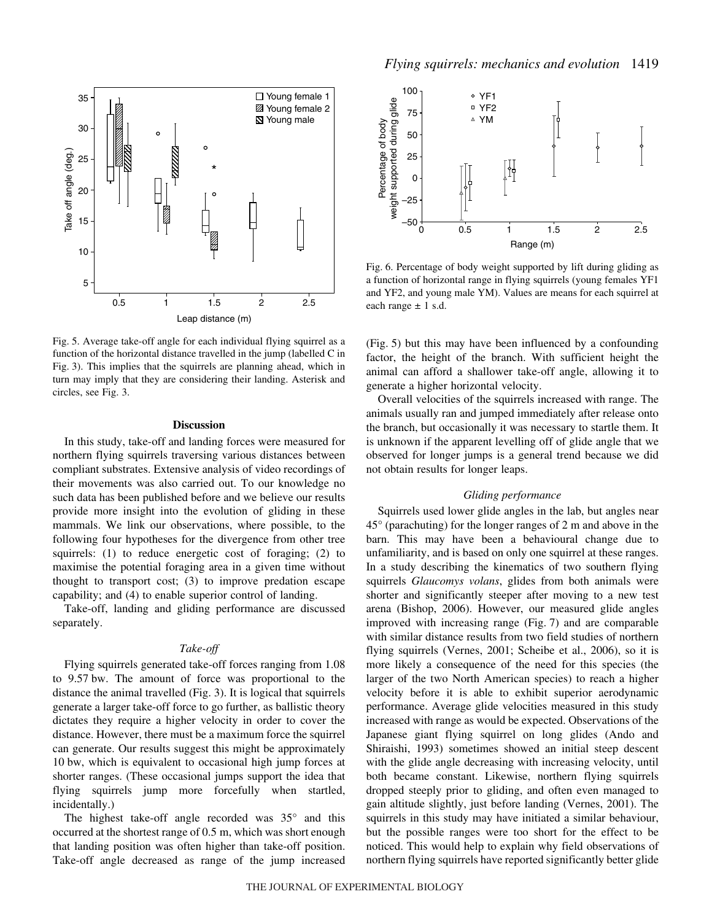Fig. 5. Average take-off angle for each individual flying squirrel as a function of the horizontal distance travelled in the jump (labelled C in Fig. 3). This implies that the squirrels are planning ahead, which in turn may imply that they are considering their landing. Asterisk and circles, see Fig. 3.

Fig. 6. Percentage of body weight supported by lift during gliding as a function of horizontal range in flying squirrels (young females YF1 and YF2, and young male YM). Values are means for each squirrel at each range ± 1 s.d.

## Discussion

In this study, take-off and landing forces were measured for northern flying squirrels traversing various distances between compliant substrates. Extensive analysis of video recordings of their movements was also carried out. To our knowledge no such data has been published before and we believe our results provide more insight into the evolution of gliding in these mammals. We link our observations, where possible, to the following four hypotheses for the divergence from other tree squirrels: (1) to reduce energetic cost of foraging; (2) to maximise the potential foraging area in a given time without thought to transport cost; (3) to improve predation escape capability; and (4) to enable superior control of landing.

Take-off, landing and gliding performance are discussed separately.

### *Take-off*

Flying squirrels generated take-off forces ranging from 1.08 to 9.57 bw. The amount of force was proportional to the distance the animal travelled (Fig. 3). It is logical that squirrels generate a larger take-off force to go further, as ballistic theory dictates they require a higher velocity in order to cover the distance. However, there must be a maximum force the squirrel can generate. Our results suggest this might be approximately 10 bw, which is equivalent to occasional high jump forces at shorter ranges. (These occasional jumps support the idea that flying squirrels jump more forcefully when startled, incidentally.)

The highest take-off angle recorded was 35° and this occurred at the shortest range of 0.5 m, which was short enough that landing position was often higher than take-off position. Take-off angle decreased as range of the jump increased (Fig. 5) but this may have been influenced by a confounding factor, the height of the branch. With sufficient height the animal can afford a shallower take-off angle, allowing it to generate a higher horizontal velocity.

Overall velocities of the squirrels increased with range. The animals usually ran and jumped immediately after release onto the branch, but occasionally it was necessary to startle them. It is unknown if the apparent levelling off of glide angle that we observed for longer jumps is a general trend because we did not obtain results for longer leaps.

### *Gliding performance*

Squirrels used lower glide angles in the lab, but angles near 45° (parachuting) for the longer ranges of 2 m and above in the barn. This may have been a behavioural change due to unfamiliarity, and is based on only one squirrel at these ranges. In a study describing the kinematics of two southern flying squirrels *Glaucomys volans*, glides from both animals were shorter and significantly steeper after moving to a new test arena (Bishop, 2006). However, our measured glide angles improved with increasing range (Fig. 7) and are comparable with similar distance results from two field studies of northern flying squirrels (Vernes, 2001; Scheibe et al., 2006), so it is more likely a consequence of the need for this species (the larger of the two North American species) to reach a higher velocity before it is able to exhibit superior aerodynamic performance. Average glide velocities measured in this study increased with range as would be expected. Observations of the Japanese giant flying squirrel on long glides (Ando and Shiraishi, 1993) sometimes showed an initial steep descent with the glide angle decreasing with increasing velocity, until both became constant. Likewise, northern flying squirrels dropped steeply prior to gliding, and often even managed to gain altitude slightly, just before landing (Vernes, 2001). The squirrels in this study may have initiated a similar behaviour, but the possible ranges were too short for the effect to be noticed. This would help to explain why field observations of northern flying squirrels have reported significantly better glide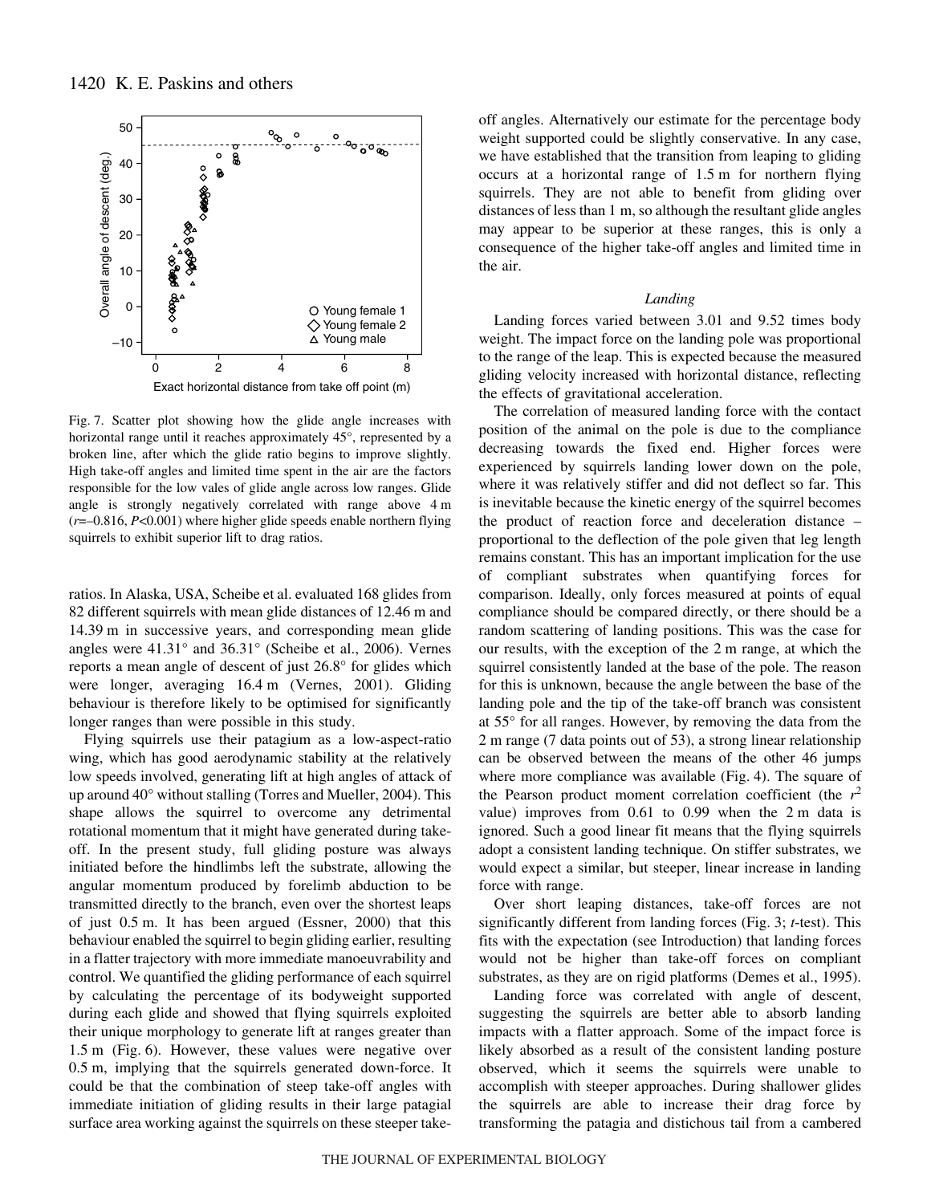Fig. 7. Scatter plot showing how the glide angle increases with horizontal range until it reaches approximately 45°, represented by a broken line, after which the glide ratio begins to improve slightly. High take-off angles and limited time spent in the air are the factors responsible for the low vales of glide angle across low ranges. Glide angle is strongly negatively correlated with range above 4 m ($r$=–0.816, $P$<0.001) where higher glide speeds enable northern flying squirrels to exhibit superior lift to drag ratios.

ratios. In Alaska, USA, Scheibe et al. evaluated 168 glides from 82 different squirrels with mean glide distances of 12.46 m and 14.39 m in successive years, and corresponding mean glide angles were 41.31° and 36.31° (Scheibe et al., 2006). Vernes reports a mean angle of descent of just 26.8° for glides which were longer, averaging 16.4 m (Vernes, 2001). Gliding behaviour is therefore likely to be optimised for significantly longer ranges than were possible in this study.

Flying squirrels use their patagium as a low-aspect-ratio wing, which has good aerodynamic stability at the relatively low speeds involved, generating lift at high angles of attack of up around 40° without stalling (Torres and Mueller, 2004). This shape allows the squirrel to overcome any detrimental rotational momentum that it might have generated during take-off. In the present study, full gliding posture was always initiated before the hindlimbs left the substrate, allowing the angular momentum produced by forelimb abduction to be transmitted directly to the branch, even over the shortest leaps of just 0.5 m. It has been argued (Essner, 2000) that this behaviour enabled the squirrel to begin gliding earlier, resulting in a flatter trajectory with more immediate manoeuvrability and control. We quantified the gliding performance of each squirrel by calculating the percentage of its bodyweight supported during each glide and showed that flying squirrels exploited their unique morphology to generate lift at ranges greater than 1.5 m (Fig. 6). However, these values were negative over 0.5 m, implying that the squirrels generated down-force. It could be that the combination of steep take-off angles with immediate initiation of gliding results in their large patagial surface area working against the squirrels on these steeper take-off angles. Alternatively our estimate for the percentage body weight supported could be slightly conservative. In any case, we have established that the transition from leaping to gliding occurs at a horizontal range of 1.5 m for northern flying squirrels. They are not able to benefit from gliding over distances of less than 1 m, so although the resultant glide angles may appear to be superior at these ranges, this is only a consequence of the higher take-off angles and limited time in the air.

### *Landing*

Landing forces varied between 3.01 and 9.52 times body weight. The impact force on the landing pole was proportional to the range of the leap. This is expected because the measured gliding velocity increased with horizontal distance, reflecting the effects of gravitational acceleration.

The correlation of measured landing force with the contact position of the animal on the pole is due to the compliance decreasing towards the fixed end. Higher forces were experienced by squirrels landing lower down on the pole, where it was relatively stiffer and did not deflect so far. This is inevitable because the kinetic energy of the squirrel becomes the product of reaction force and deceleration distance – proportional to the deflection of the pole given that leg length remains constant. This has an important implication for the use of compliant substrates when quantifying forces for comparison. Ideally, only forces measured at points of equal compliance should be compared directly, or there should be a random scattering of landing positions. This was the case for our results, with the exception of the 2 m range, at which the squirrel consistently landed at the base of the pole. The reason for this is unknown, because the angle between the base of the landing pole and the tip of the take-off branch was consistent at 55° for all ranges. However, by removing the data from the 2 m range (7 data points out of 53), a strong linear relationship can be observed between the means of the other 46 jumps where more compliance was available (Fig. 4). The square of the Pearson product moment correlation coefficient (the $r^2$ value) improves from 0.61 to 0.99 when the 2 m data is ignored. Such a good linear fit means that the flying squirrels adopt a consistent landing technique. On stiffer substrates, we would expect a similar, but steeper, linear increase in landing force with range.

Over short leaping distances, take-off forces are not significantly different from landing forces (Fig. 3; $t$-test). This fits with the expectation (see Introduction) that landing forces would not be higher than take-off forces on compliant substrates, as they are on rigid platforms (Demes et al., 1995).

Landing force was correlated with angle of descent, suggesting the squirrels are better able to absorb landing impacts with a flatter approach. Some of the impact force is likely absorbed as a result of the consistent landing posture observed, which it seems the squirrels were unable to accomplish with steeper approaches. During shallower glides the squirrels are able to increase their drag force by transforming the patagia and distichous tail from a cambered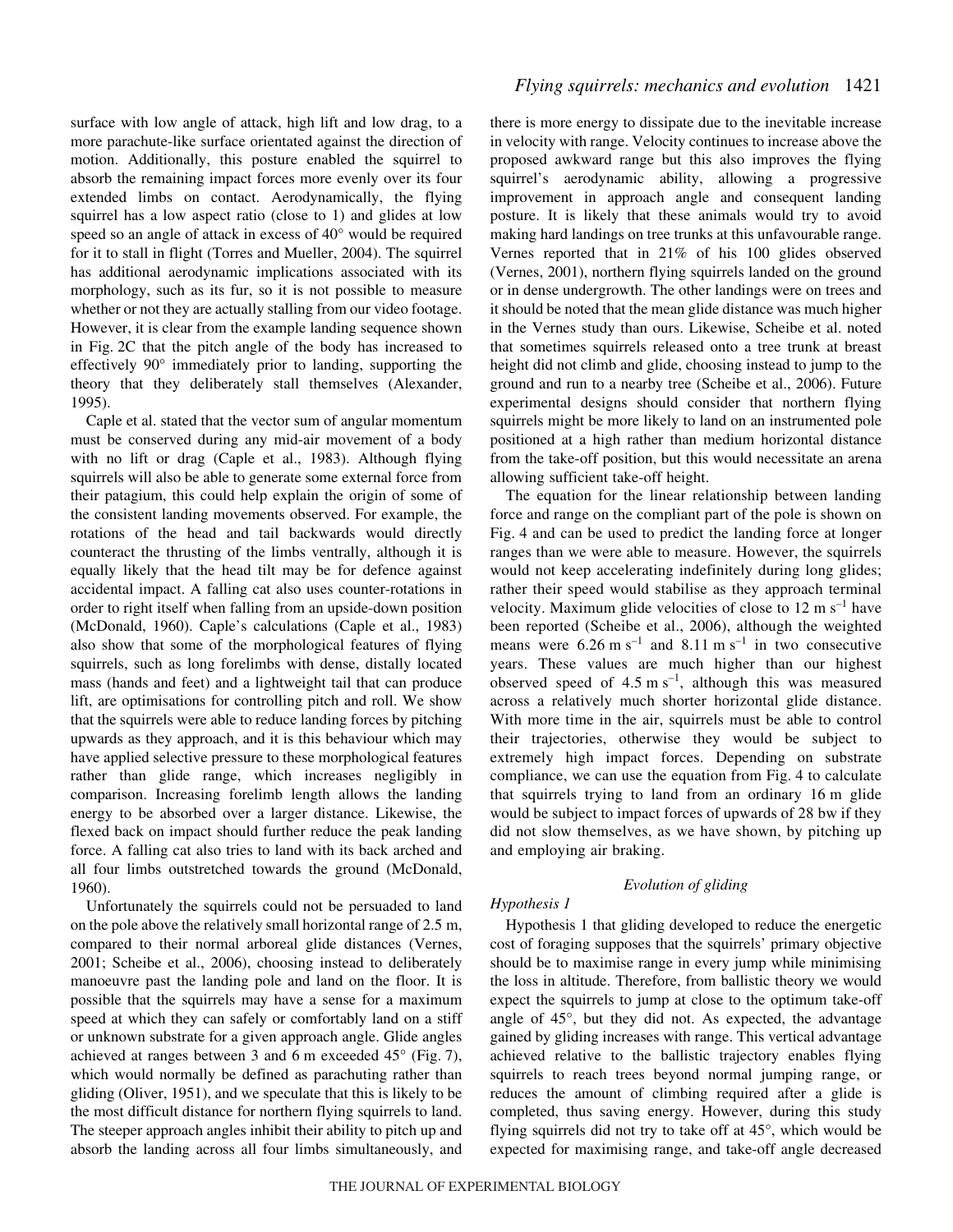surface with low angle of attack, high lift and low drag, to a more parachute-like surface orientated against the direction of motion. Additionally, this posture enabled the squirrel to absorb the remaining impact forces more evenly over its four extended limbs on contact. Aerodynamically, the flying squirrel has a low aspect ratio (close to 1) and glides at low speed so an angle of attack in excess of 40° would be required for it to stall in flight (Torres and Mueller, 2004). The squirrel has additional aerodynamic implications associated with its morphology, such as its fur, so it is not possible to measure whether or not they are actually stalling from our video footage. However, it is clear from the example landing sequence shown in Fig. 2C that the pitch angle of the body has increased to effectively 90° immediately prior to landing, supporting the theory that they deliberately stall themselves (Alexander, 1995).

Caple et al. stated that the vector sum of angular momentum must be conserved during any mid-air movement of a body with no lift or drag (Caple et al., 1983). Although flying squirrels will also be able to generate some external force from their patagium, this could help explain the origin of some of the consistent landing movements observed. For example, the rotations of the head and tail backwards would directly counteract the thrusting of the limbs ventrally, although it is equally likely that the head tilt may be for defence against accidental impact. A falling cat also uses counter-rotations in order to right itself when falling from an upside-down position (McDonald, 1960). Caple's calculations (Caple et al., 1983) also show that some of the morphological features of flying squirrels, such as long forelimbs with dense, distally located mass (hands and feet) and a lightweight tail that can produce lift, are optimisations for controlling pitch and roll. We show that the squirrels were able to reduce landing forces by pitching upwards as they approach, and it is this behaviour which may have applied selective pressure to these morphological features rather than glide range, which increases negligibly in comparison. Increasing forelimb length allows the landing energy to be absorbed over a larger distance. Likewise, the flexed back on impact should further reduce the peak landing force. A falling cat also tries to land with its back arched and all four limbs outstretched towards the ground (McDonald, 1960).

Unfortunately the squirrels could not be persuaded to land on the pole above the relatively small horizontal range of 2.5 m, compared to their normal arboreal glide distances (Vernes, 2001; Scheibe et al., 2006), choosing instead to deliberately manoeuvre past the landing pole and land on the floor. It is possible that the squirrels may have a sense for a maximum speed at which they can safely or comfortably land on a stiff or unknown substrate for a given approach angle. Glide angles achieved at ranges between 3 and 6 m exceeded 45° (Fig. 7), which would normally be defined as parachuting rather than gliding (Oliver, 1951), and we speculate that this is likely to be the most difficult distance for northern flying squirrels to land. The steeper approach angles inhibit their ability to pitch up and absorb the landing across all four limbs simultaneously, and there is more energy to dissipate due to the inevitable increase in velocity with range. Velocity continues to increase above the proposed awkward range but this also improves the flying squirrel's aerodynamic ability, allowing a progressive improvement in approach angle and consequent landing posture. It is likely that these animals would try to avoid making hard landings on tree trunks at this unfavourable range. Vernes reported that in 21% of his 100 glides observed (Vernes, 2001), northern flying squirrels landed on the ground or in dense undergrowth. The other landings were on trees and it should be noted that the mean glide distance was much higher in the Vernes study than ours. Likewise, Scheibe et al. noted that sometimes squirrels released onto a tree trunk at breast height did not climb and glide, choosing instead to jump to the ground and run to a nearby tree (Scheibe et al., 2006). Future experimental designs should consider that northern flying squirrels might be more likely to land on an instrumented pole positioned at a high rather than medium horizontal distance from the take-off position, but this would necessitate an arena allowing sufficient take-off height.

The equation for the linear relationship between landing force and range on the compliant part of the pole is shown on Fig. 4 and can be used to predict the landing force at longer ranges than we were able to measure. However, the squirrels would not keep accelerating indefinitely during long glides; rather their speed would stabilise as they approach terminal velocity. Maximum glide velocities of close to 12 $m\ s^{-1}$ have been reported (Scheibe et al., 2006), although the weighted means were 6.26 $m\ s^{-1}$ and 8.11 $m\ s^{-1}$ in two consecutive years. These values are much higher than our highest observed speed of 4.5 $m\ s^{-1}$, although this was measured across a relatively much shorter horizontal glide distance. With more time in the air, squirrels must be able to control their trajectories, otherwise they would be subject to extremely high impact forces. Depending on substrate compliance, we can use the equation from Fig. 4 to calculate that squirrels trying to land from an ordinary 16 m glide would be subject to impact forces of upwards of 28 bw if they did not slow themselves, as we have shown, by pitching up and employing air braking.

## *Evolution of gliding*

### *Hypothesis 1*

Hypothesis 1 that gliding developed to reduce the energetic cost of foraging supposes that the squirrels' primary objective should be to maximise range in every jump while minimising the loss in altitude. Therefore, from ballistic theory we would expect the squirrels to jump at close to the optimum take-off angle of 45°, but they did not. As expected, the advantage gained by gliding increases with range. This vertical advantage achieved relative to the ballistic trajectory enables flying squirrels to reach trees beyond normal jumping range, or reduces the amount of climbing required after a glide is completed, thus saving energy. However, during this study flying squirrels did not try to take off at 45°, which would be expected for maximising range, and take-off angle decreased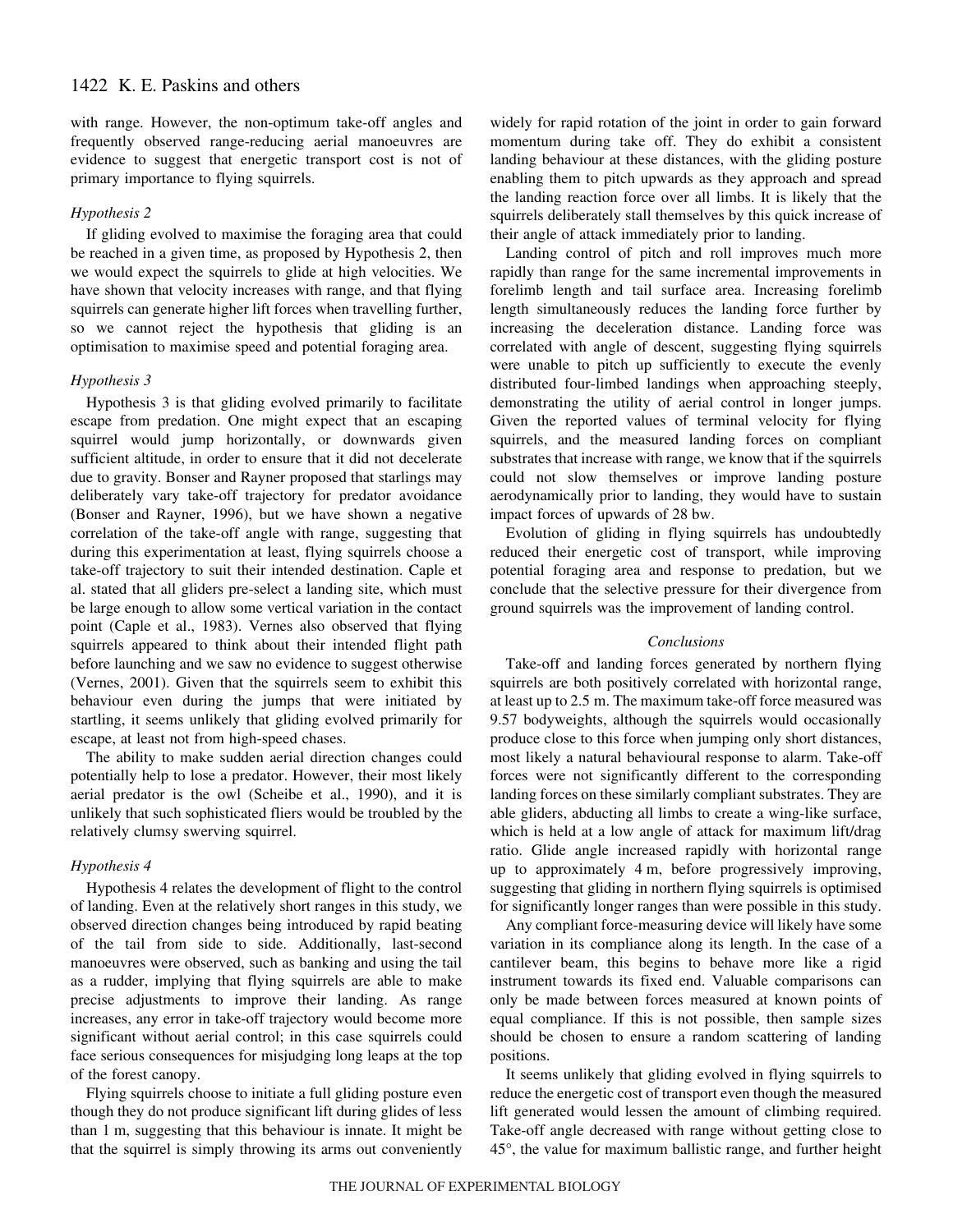with range. However, the non-optimum take-off angles and frequently observed range-reducing aerial manoeuvres are evidence to suggest that energetic transport cost is not of primary importance to flying squirrels.

### *Hypothesis 2*

If gliding evolved to maximise the foraging area that could be reached in a given time, as proposed by Hypothesis 2, then we would expect the squirrels to glide at high velocities. We have shown that velocity increases with range, and that flying squirrels can generate higher lift forces when travelling further, so we cannot reject the hypothesis that gliding is an optimisation to maximise speed and potential foraging area.

### *Hypothesis 3*

Hypothesis 3 is that gliding evolved primarily to facilitate escape from predation. One might expect that an escaping squirrel would jump horizontally, or downwards given sufficient altitude, in order to ensure that it did not decelerate due to gravity. Bonser and Rayner proposed that starlings may deliberately vary take-off trajectory for predator avoidance (Bonser and Rayner, 1996), but we have shown a negative correlation of the take-off angle with range, suggesting that during this experimentation at least, flying squirrels choose a take-off trajectory to suit their intended destination. Caple et al. stated that all gliders pre-select a landing site, which must be large enough to allow some vertical variation in the contact point (Caple et al., 1983). Vernes also observed that flying squirrels appeared to think about their intended flight path before launching and we saw no evidence to suggest otherwise (Vernes, 2001). Given that the squirrels seem to exhibit this behaviour even during the jumps that were initiated by startling, it seems unlikely that gliding evolved primarily for escape, at least not from high-speed chases.

The ability to make sudden aerial direction changes could potentially help to lose a predator. However, their most likely aerial predator is the owl (Scheibe et al., 1990), and it is unlikely that such sophisticated fliers would be troubled by the relatively clumsy swerving squirrel.

### *Hypothesis 4*

Hypothesis 4 relates the development of flight to the control of landing. Even at the relatively short ranges in this study, we observed direction changes being introduced by rapid beating of the tail from side to side. Additionally, last-second manoeuvres were observed, such as banking and using the tail as a rudder, implying that flying squirrels are able to make precise adjustments to improve their landing. As range increases, any error in take-off trajectory would become more significant without aerial control; in this case squirrels could face serious consequences for misjudging long leaps at the top of the forest canopy.

Flying squirrels choose to initiate a full gliding posture even though they do not produce significant lift during glides of less than 1 m, suggesting that this behaviour is innate. It might be that the squirrel is simply throwing its arms out conveniently widely for rapid rotation of the joint in order to gain forward momentum during take off. They do exhibit a consistent landing behaviour at these distances, with the gliding posture enabling them to pitch upwards as they approach and spread the landing reaction force over all limbs. It is likely that the squirrels deliberately stall themselves by this quick increase of their angle of attack immediately prior to landing.

Landing control of pitch and roll improves much more rapidly than range for the same incremental improvements in forelimb length and tail surface area. Increasing forelimb length simultaneously reduces the landing force further by increasing the deceleration distance. Landing force was correlated with angle of descent, suggesting flying squirrels were unable to pitch up sufficiently to execute the evenly distributed four-limbed landings when approaching steeply, demonstrating the utility of aerial control in longer jumps. Given the reported values of terminal velocity for flying squirrels, and the measured landing forces on compliant substrates that increase with range, we know that if the squirrels could not slow themselves or improve landing posture aerodynamically prior to landing, they would have to sustain impact forces of upwards of 28 bw.

Evolution of gliding in flying squirrels has undoubtedly reduced their energetic cost of transport, while improving potential foraging area and response to predation, but we conclude that the selective pressure for their divergence from ground squirrels was the improvement of landing control.

## *Conclusions*

Take-off and landing forces generated by northern flying squirrels are both positively correlated with horizontal range, at least up to 2.5 m. The maximum take-off force measured was 9.57 bodyweights, although the squirrels would occasionally produce close to this force when jumping only short distances, most likely a natural behavioural response to alarm. Take-off forces were not significantly different to the corresponding landing forces on these similarly compliant substrates. They are able gliders, abducting all limbs to create a wing-like surface, which is held at a low angle of attack for maximum lift/drag ratio. Glide angle increased rapidly with horizontal range up to approximately 4 m, before progressively improving, suggesting that gliding in northern flying squirrels is optimised for significantly longer ranges than were possible in this study.

Any compliant force-measuring device will likely have some variation in its compliance along its length. In the case of a cantilever beam, this begins to behave more like a rigid instrument towards its fixed end. Valuable comparisons can only be made between forces measured at known points of equal compliance. If this is not possible, then sample sizes should be chosen to ensure a random scattering of landing positions.

It seems unlikely that gliding evolved in flying squirrels to reduce the energetic cost of transport even though the measured lift generated would lessen the amount of climbing required. Take-off angle decreased with range without getting close to 45°, the value for maximum ballistic range, and further height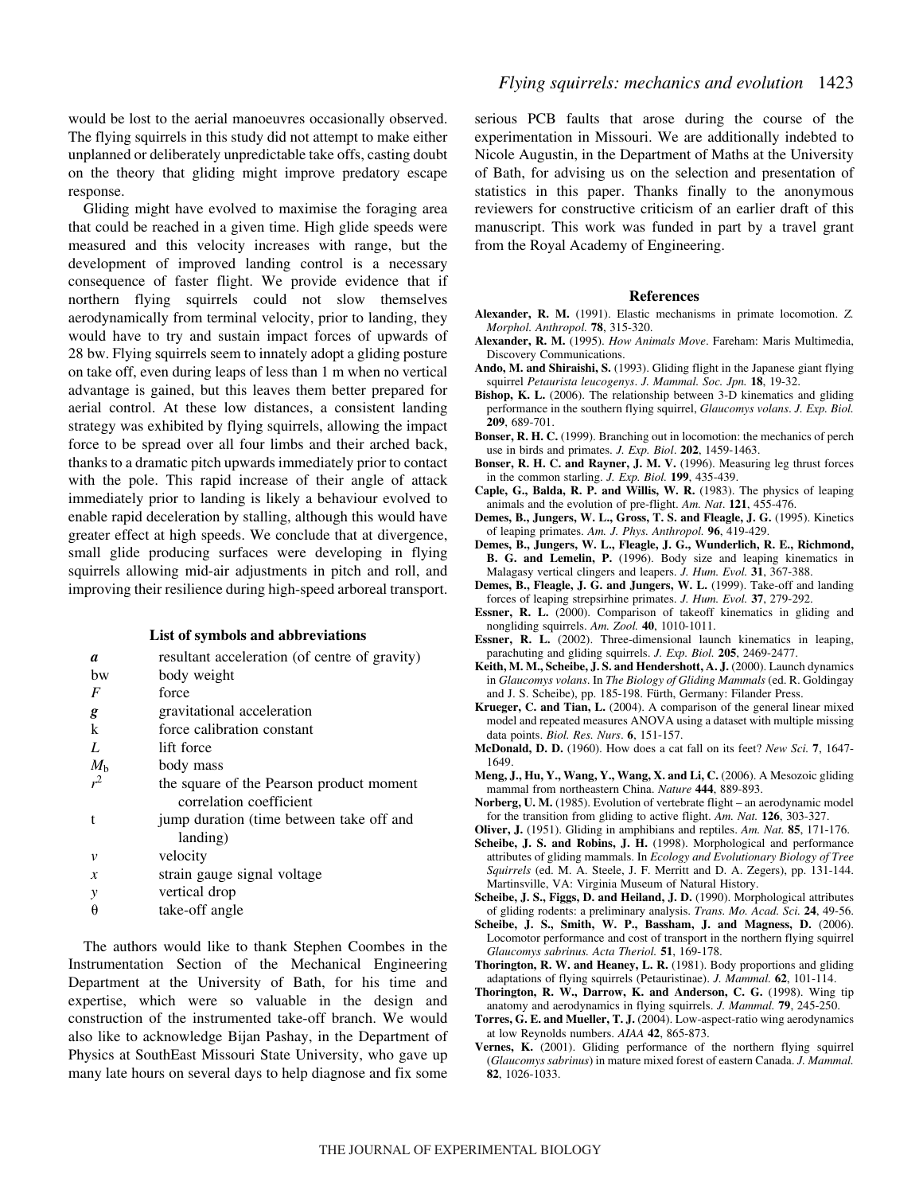would be lost to the aerial manoeuvres occasionally observed. The flying squirrels in this study did not attempt to make either unplanned or deliberately unpredictable take offs, casting doubt on the theory that gliding might improve predatory escape response.

Gliding might have evolved to maximise the foraging area that could be reached in a given time. High glide speeds were measured and this velocity increases with range, but the development of improved landing control is a necessary consequence of faster flight. We provide evidence that if northern flying squirrels could not slow themselves aerodynamically from terminal velocity, prior to landing, they would have to try and sustain impact forces of upwards of 28 bw. Flying squirrels seem to innately adopt a gliding posture on take off, even during leaps of less than 1 m when no vertical advantage is gained, but this leaves them better prepared for aerial control. At these low distances, a consistent landing strategy was exhibited by flying squirrels, allowing the impact force to be spread over all four limbs and their arched back, thanks to a dramatic pitch upwards immediately prior to contact with the pole. This rapid increase of their angle of attack immediately prior to landing is likely a behaviour evolved to enable rapid deceleration by stalling, although this would have greater effect at high speeds. We conclude that at divergence, small glide producing surfaces were developing in flying squirrels allowing mid-air adjustments in pitch and roll, and improving their resilience during high-speed arboreal transport.

## List of symbols and abbreviations

| | |
|---|---|
| $\boldsymbol{a}$ | resultant acceleration (of centre of gravity) |
| bw | body weight |
| $F$ | force |
| $\boldsymbol{g}$ | gravitational acceleration |
| k | force calibration constant |
| $L$ | lift force |
| $M_b$ | body mass |
| $r^2$ | the square of the Pearson product moment correlation coefficient |
| t | jump duration (time between take off and landing) |
| $v$ | velocity |
| $x$ | strain gauge signal voltage |
| $y$ | vertical drop |
| θ | take-off angle |

The authors would like to thank Stephen Coombes in the Instrumentation Section of the Mechanical Engineering Department at the University of Bath, for his time and expertise, which were so valuable in the design and construction of the instrumented take-off branch. We would also like to acknowledge Bijan Pashay, in the Department of Physics at SouthEast Missouri State University, who gave up many late hours on several days to help diagnose and fix some serious PCB faults that arose during the course of the experimentation in Missouri. We are additionally indebted to Nicole Augustin, in the Department of Maths at the University of Bath, for advising us on the selection and presentation of statistics in this paper. Thanks finally to the anonymous reviewers for constructive criticism of an earlier draft of this manuscript. This work was funded in part by a travel grant from the Royal Academy of Engineering.

## References

**Alexander, R. M.** (1991). Elastic mechanisms in primate locomotion. *Z. Morphol. Anthropol.* **78**, 315-320.

**Alexander, R. M.** (1995). *How Animals Move*. Fareham: Maris Multimedia, Discovery Communications.

**Ando, M. and Shiraishi, S.** (1993). Gliding flight in the Japanese giant flying squirrel *Petaurista leucogenys*. *J. Mammal. Soc. Jpn.* **18**, 19-32.

**Bishop, K. L.** (2006). The relationship between 3-D kinematics and gliding performance in the southern flying squirrel, *Glaucomys volans*. *J. Exp. Biol.* **209**, 689-701.

**Bonser, R. H. C.** (1999). Branching out in locomotion: the mechanics of perch use in birds and primates. *J. Exp. Biol*. **202**, 1459-1463.

**Bonser, R. H. C. and Rayner, J. M. V.** (1996). Measuring leg thrust forces in the common starling. *J. Exp. Biol.* **199**, 435-439.

**Caple, G., Balda, R. P. and Willis, W. R.** (1983). The physics of leaping animals and the evolution of pre-flight. *Am. Nat*. **121**, 455-476.

**Demes, B., Jungers, W. L., Gross, T. S. and Fleagle, J. G.** (1995). Kinetics of leaping primates. *Am. J. Phys. Anthropol.* **96**, 419-429.

**Demes, B., Jungers, W. L., Fleagle, J. G., Wunderlich, R. E., Richmond, B. G. and Lemelin, P.** (1996). Body size and leaping kinematics in Malagasy vertical clingers and leapers. *J. Hum. Evol.* **31**, 367-388.

**Demes, B., Fleagle, J. G. and Jungers, W. L.** (1999). Take-off and landing forces of leaping strepsirhine primates. *J. Hum. Evol.* **37**, 279-292.

**Essner, R. L.** (2000). Comparison of takeoff kinematics in gliding and nongliding squirrels. *Am. Zool.* **40**, 1010-1011.

**Essner, R. L.** (2002). Three-dimensional launch kinematics in leaping, parachuting and gliding squirrels. *J. Exp. Biol.* **205**, 2469-2477.

**Keith, M. M., Scheibe, J. S. and Hendershott, A. J.** (2000). Launch dynamics in *Glaucomys volans*. In *The Biology of Gliding Mammals* (ed. R. Goldingay and J. S. Scheibe), pp. 185-198. Fürth, Germany: Filander Press.

**Krueger, C. and Tian, L.** (2004). A comparison of the general linear mixed model and repeated measures ANOVA using a dataset with multiple missing data points. *Biol. Res. Nurs*. **6**, 151-157.

**McDonald, D. D.** (1960). How does a cat fall on its feet? *New Sci.* **7**, 1647-1649.

**Meng, J., Hu, Y., Wang, Y., Wang, X. and Li, C.** (2006). A Mesozoic gliding mammal from northeastern China. *Nature* **444**, 889-893.

**Norberg, U. M.** (1985). Evolution of vertebrate flight – an aerodynamic model for the transition from gliding to active flight. *Am. Nat.* **126**, 303-327.

**Oliver, J.** (1951). Gliding in amphibians and reptiles. *Am. Nat.* **85**, 171-176.

**Scheibe, J. S. and Robins, J. H.** (1998). Morphological and performance attributes of gliding mammals. In *Ecology and Evolutionary Biology of Tree Squirrels* (ed. M. A. Steele, J. F. Merritt and D. A. Zegers), pp. 131-144. Martinsville, VA: Virginia Museum of Natural History.

**Scheibe, J. S., Figgs, D. and Heiland, J. D.** (1990). Morphological attributes of gliding rodents: a preliminary analysis. *Trans. Mo. Acad. Sci.* **24**, 49-56.

**Scheibe, J. S., Smith, W. P., Bassham, J. and Magness, D.** (2006). Locomotor performance and cost of transport in the northern flying squirrel *Glaucomys sabrinus. Acta Theriol.* **51**, 169-178.

**Thorington, R. W. and Heaney, L. R.** (1981). Body proportions and gliding adaptations of flying squirrels (Petauristinae). *J. Mammal.* **62**, 101-114.

**Thorington, R. W., Darrow, K. and Anderson, C. G.** (1998). Wing tip anatomy and aerodynamics in flying squirrels. *J. Mammal.* **79**, 245-250.

**Torres, G. E. and Mueller, T. J.** (2004). Low-aspect-ratio wing aerodynamics at low Reynolds numbers. *AIAA* **42**, 865-873.

**Vernes, K.** (2001). Gliding performance of the northern flying squirrel (*Glaucomys sabrinus*) in mature mixed forest of eastern Canada. *J. Mammal.* **82**, 1026-1033.